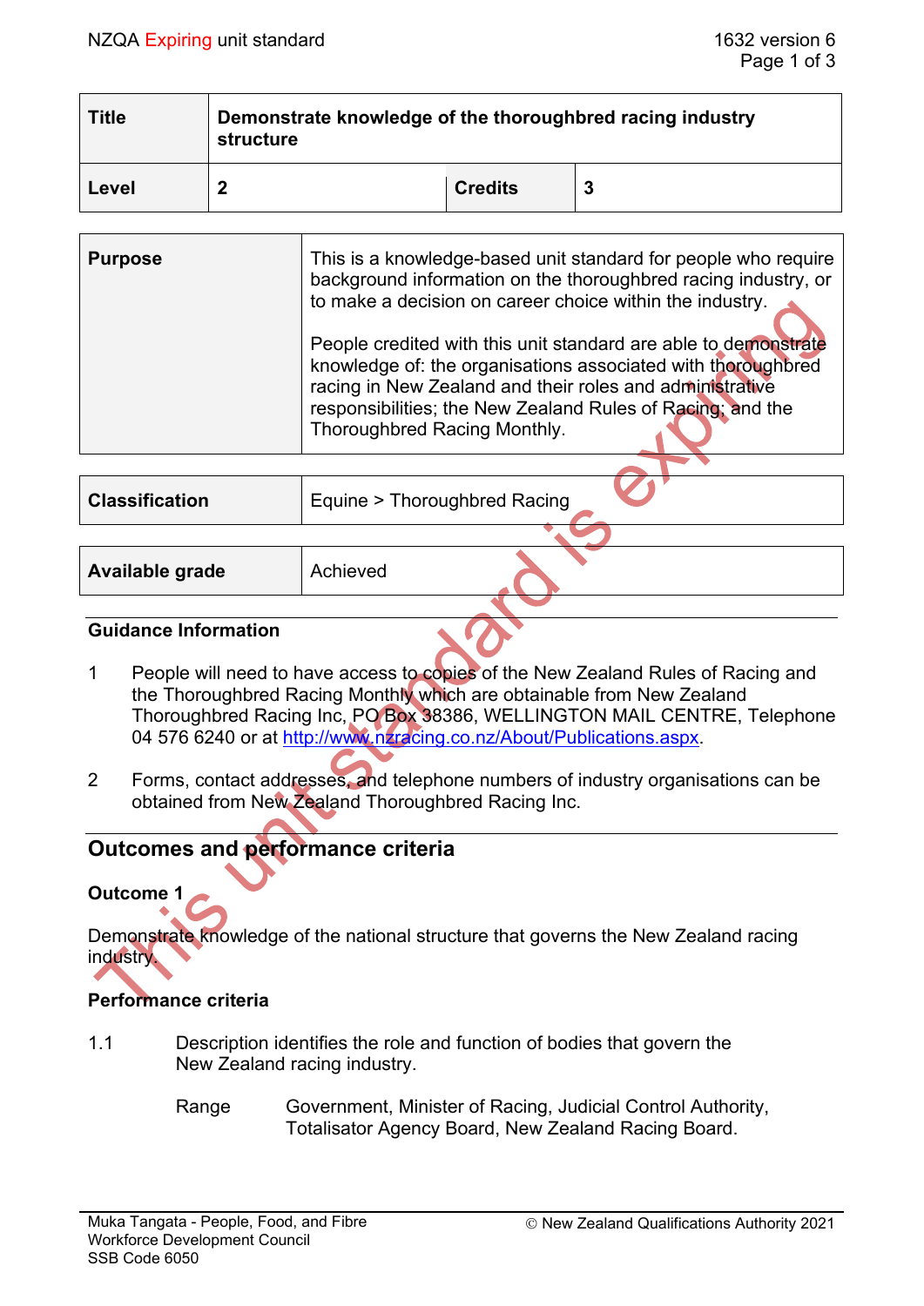| Title | Demonstrate knowledge of the thoroughbred racing industry structure | | |
|---|---|---|---|
| Level | 2 | Credits | 3 |

| Purpose | This is a knowledge-based unit standard for people who require background information on the thoroughbred racing industry, or to make a decision on career choice within the industry.<br><br>People credited with this unit standard are able to demonstrate knowledge of: the organisations associated with thoroughbred racing in New Zealand and their roles and administrative responsibilities; the New Zealand Rules of Racing; and the Thoroughbred Racing Monthly. |
|---|---|

| Classification | Equine > Thoroughbred Racing |
|---|---|

| Available grade | Achieved |
|---|---|

### Guidance Information

1 People will need to have access to copies of the New Zealand Rules of Racing and the Thoroughbred Racing Monthly which are obtainable from New Zealand Thoroughbred Racing Inc, PO Box 38386, WELLINGTON MAIL CENTRE, Telephone 04 576 6240 or at http://www.nzracing.co.nz/About/Publications.aspx.

2 Forms, contact addresses, and telephone numbers of industry organisations can be obtained from New Zealand Thoroughbred Racing Inc.

## Outcomes and performance criteria

### Outcome 1

Demonstrate knowledge of the national structure that governs the New Zealand racing industry.

### Performance criteria

1.1 Description identifies the role and function of bodies that govern the New Zealand racing industry.

Range Government, Minister of Racing, Judicial Control Authority, Totalisator Agency Board, New Zealand Racing Board.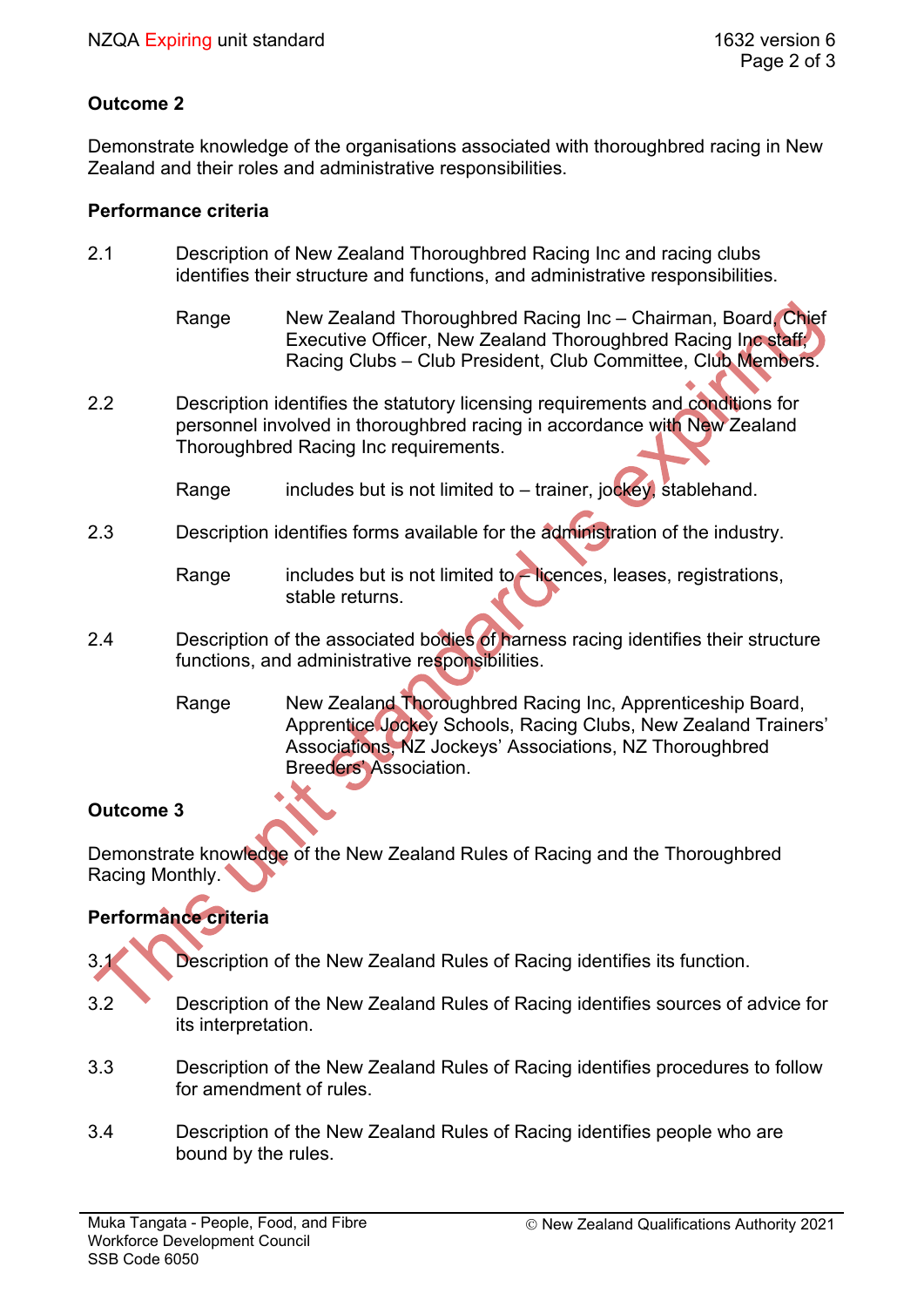## Outcome 2

Demonstrate knowledge of the organisations associated with thoroughbred racing in New Zealand and their roles and administrative responsibilities.

### Performance criteria

2.1 Description of New Zealand Thoroughbred Racing Inc and racing clubs identifies their structure and functions, and administrative responsibilities.

Range: New Zealand Thoroughbred Racing Inc – Chairman, Board, Chief Executive Officer, New Zealand Thoroughbred Racing Inc staff; Racing Clubs – Club President, Club Committee, Club Members.

2.2 Description identifies the statutory licensing requirements and conditions for personnel involved in thoroughbred racing in accordance with New Zealand Thoroughbred Racing Inc requirements.

Range: includes but is not limited to – trainer, jockey, stablehand.

2.3 Description identifies forms available for the administration of the industry.

Range: includes but is not limited to – licences, leases, registrations, stable returns.

2.4 Description of the associated bodies of harness racing identifies their structure functions, and administrative responsibilities.

Range: New Zealand Thoroughbred Racing Inc, Apprenticeship Board, Apprentice Jockey Schools, Racing Clubs, New Zealand Trainers' Associations, NZ Jockeys' Associations, NZ Thoroughbred Breeders' Association.

## Outcome 3

Demonstrate knowledge of the New Zealand Rules of Racing and the Thoroughbred Racing Monthly.

### Performance criteria

3.1 Description of the New Zealand Rules of Racing identifies its function.

3.2 Description of the New Zealand Rules of Racing identifies sources of advice for its interpretation.

3.3 Description of the New Zealand Rules of Racing identifies procedures to follow for amendment of rules.

3.4 Description of the New Zealand Rules of Racing identifies people who are bound by the rules.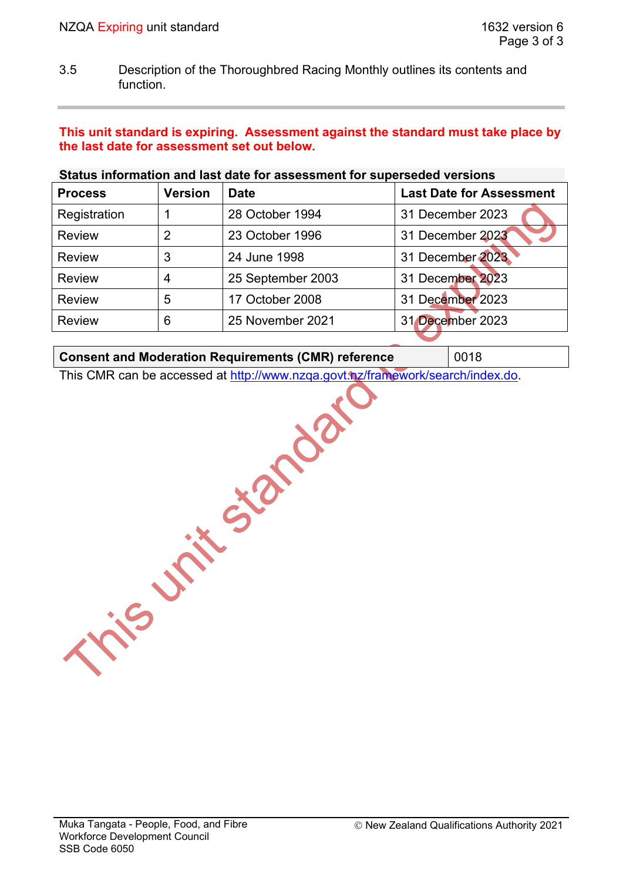3.5 Description of the Thoroughbred Racing Monthly outlines its contents and function.

**This unit standard is expiring. Assessment against the standard must take place by the last date for assessment set out below.**

**Status information and last date for assessment for superseded versions**

| Process | Version | Date | Last Date for Assessment |
|---|---|---|---|
| Registration | 1 | 28 October 1994 | 31 December 2023 |
| Review | 2 | 23 October 1996 | 31 December 2023 |
| Review | 3 | 24 June 1998 | 31 December 2023 |
| Review | 4 | 25 September 2003 | 31 December 2023 |
| Review | 5 | 17 October 2008 | 31 December 2023 |
| Review | 6 | 25 November 2021 | 31 December 2023 |

| | |
|---|---|
| **Consent and Moderation Requirements (CMR) reference** | 0018 |

This CMR can be accessed at http://www.nzqa.govt.nz/framework/search/index.do.

This unit standard is expiring

Muka Tangata - People, Food, and Fibre Workforce Development Council
SSB Code 6050

© New Zealand Qualifications Authority 2021